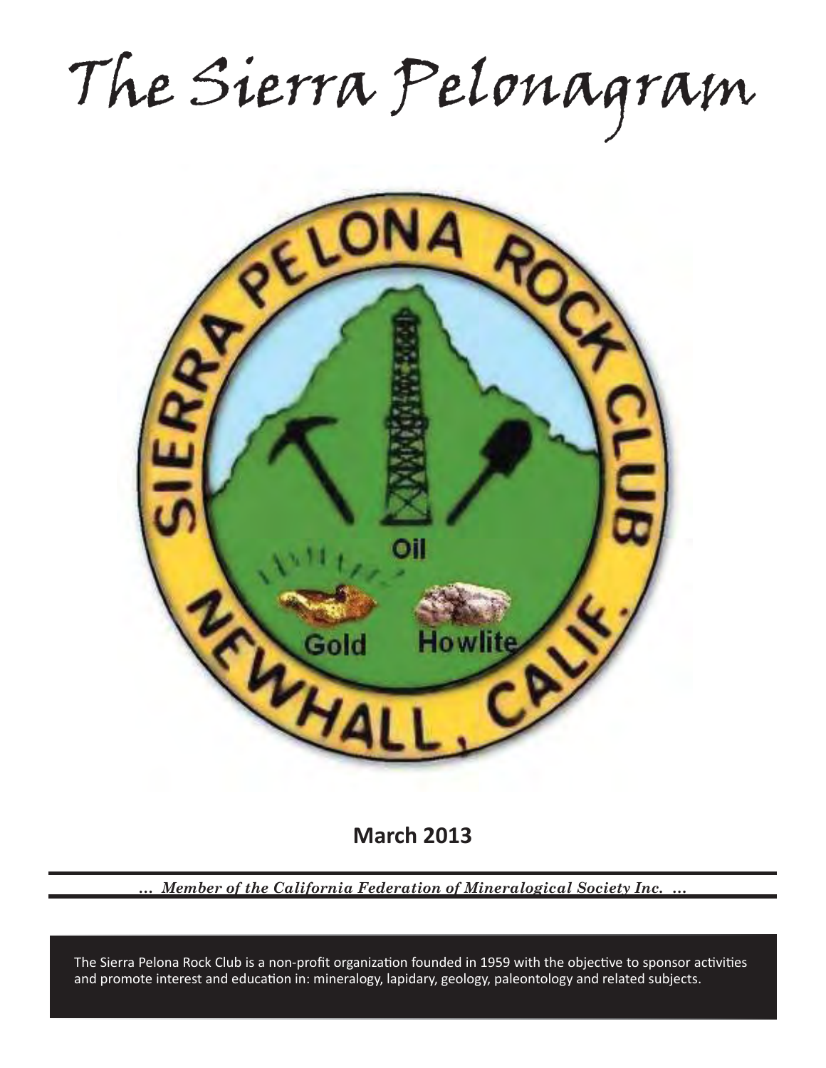# The Sierra Pelonagram

**March 2013**

*... Member of the California Federation of Mineralogical Society Inc. ...*

The Sierra Pelona Rock Club is a non-profit organization founded in 1959 with the objective to sponsor activities and promote interest and education in: mineralogy, lapidary, geology, paleontology and related subjects.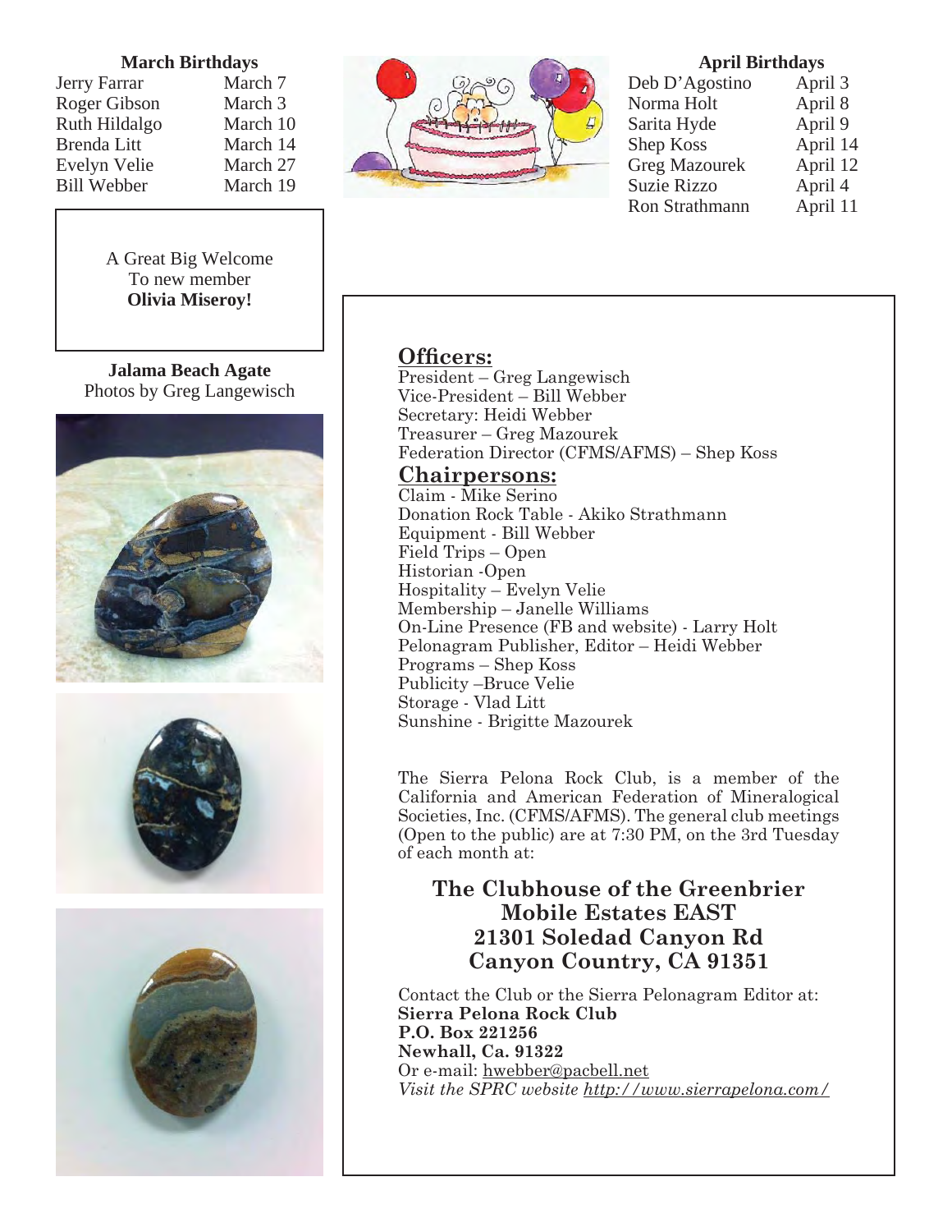**March Birthdays**

| | |
|---|---|
| Jerry Farrar | March 7 |
| Roger Gibson | March 3 |
| Ruth Hildalgo | March 10 |
| Brenda Litt | March 14 |
| Evelyn Velie | March 27 |
| Bill Webber | March 19 |

**April Birthdays**

| | |
|---|---|
| Deb D'Agostino | April 3 |
| Norma Holt | April 8 |
| Sarita Hyde | April 9 |
| Shep Koss | April 14 |
| Greg Mazourek | April 12 |
| Suzie Rizzo | April 4 |
| Ron Strathmann | April 11 |

A Great Big Welcome
To new member
**Olivia Miseroy!**

**Jalama Beach Agate**
Photos by Greg Langewisch

## Officers:

President – Greg Langewisch
Vice-President – Bill Webber
Secretary: Heidi Webber
Treasurer – Greg Mazourek
Federation Director (CFMS/AFMS) – Shep Koss

## Chairpersons:

Claim - Mike Serino
Donation Rock Table - Akiko Strathmann
Equipment - Bill Webber
Field Trips – Open
Historian -Open
Hospitality – Evelyn Velie
Membership – Janelle Williams
On-Line Presence (FB and website) - Larry Holt
Pelonagram Publisher, Editor – Heidi Webber
Programs – Shep Koss
Publicity –Bruce Velie
Storage - Vlad Litt
Sunshine - Brigitte Mazourek

The Sierra Pelona Rock Club, is a member of the California and American Federation of Mineralogical Societies, Inc. (CFMS/AFMS). The general club meetings (Open to the public) are at 7:30 PM, on the 3rd Tuesday of each month at:

**The Clubhouse of the Greenbrier Mobile Estates EAST**
**21301 Soledad Canyon Rd**
**Canyon Country, CA 91351**

Contact the Club or the Sierra Pelonagram Editor at:
**Sierra Pelona Rock Club**
**P.O. Box 221256**
**Newhall, Ca. 91322**
Or e-mail: hwebber@pacbell.net
*Visit the SPRC website http://www.sierrapelona.com/*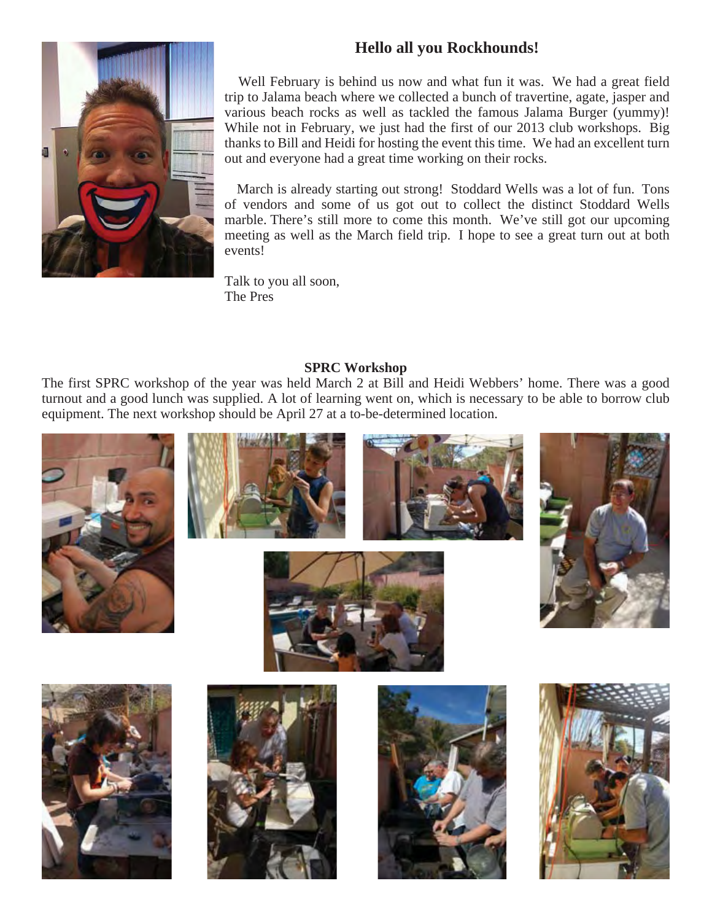## Hello all you Rockhounds!

Well February is behind us now and what fun it was. We had a great field trip to Jalama beach where we collected a bunch of travertine, agate, jasper and various beach rocks as well as tackled the famous Jalama Burger (yummy)! While not in February, we just had the first of our 2013 club workshops. Big thanks to Bill and Heidi for hosting the event this time. We had an excellent turn out and everyone had a great time working on their rocks.

March is already starting out strong! Stoddard Wells was a lot of fun. Tons of vendors and some of us got out to collect the distinct Stoddard Wells marble. There's still more to come this month. We've still got our upcoming meeting as well as the March field trip. I hope to see a great turn out at both events!

Talk to you all soon,
The Pres

**SPRC Workshop**

The first SPRC workshop of the year was held March 2 at Bill and Heidi Webbers' home. There was a good turnout and a good lunch was supplied. A lot of learning went on, which is necessary to be able to borrow club equipment. The next workshop should be April 27 at a to-be-determined location.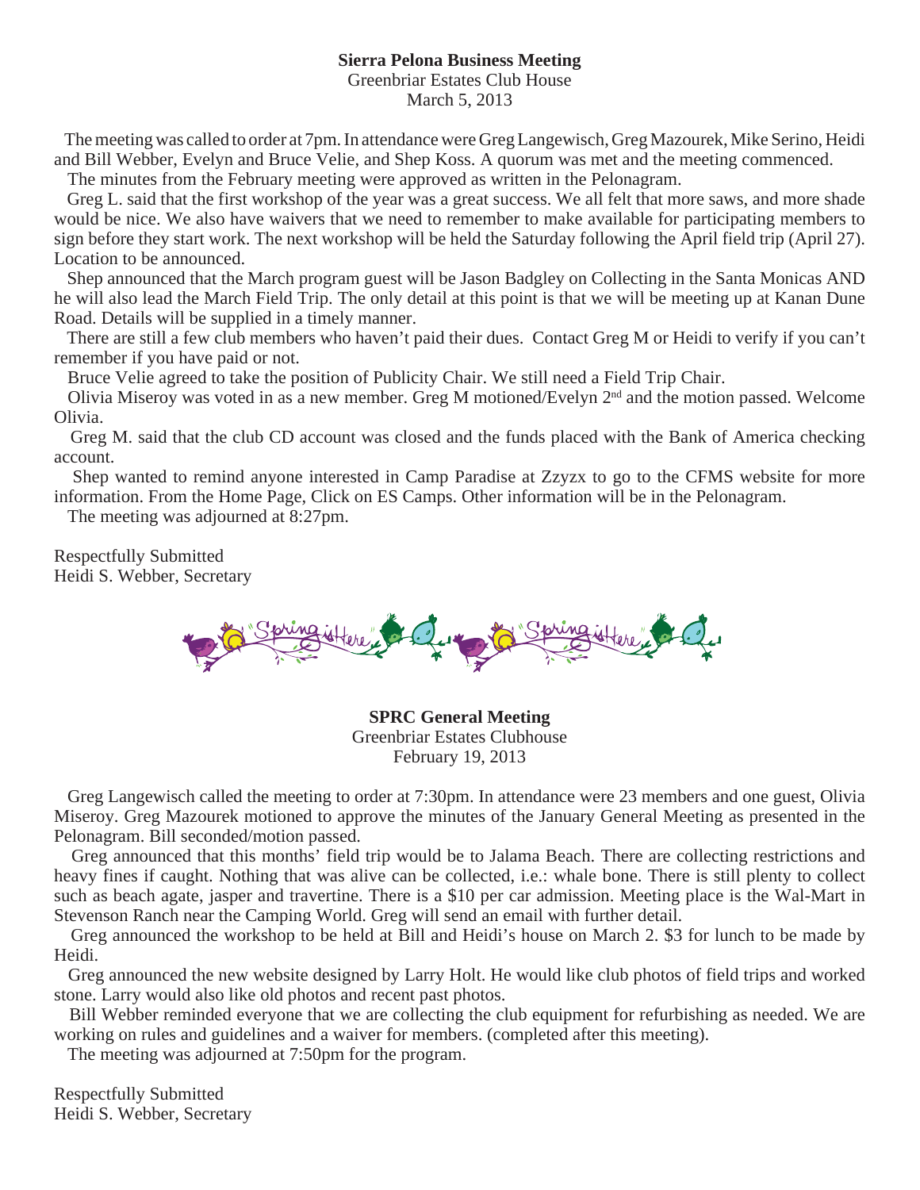**Sierra Pelona Business Meeting**
Greenbriar Estates Club House
March 5, 2013

The meeting was called to order at 7pm. In attendance were Greg Langewisch, Greg Mazourek, Mike Serino, Heidi and Bill Webber, Evelyn and Bruce Velie, and Shep Koss. A quorum was met and the meeting commenced.

The minutes from the February meeting were approved as written in the Pelonagram.

Greg L. said that the first workshop of the year was a great success. We all felt that more saws, and more shade would be nice. We also have waivers that we need to remember to make available for participating members to sign before they start work. The next workshop will be held the Saturday following the April field trip (April 27). Location to be announced.

Shep announced that the March program guest will be Jason Badgley on Collecting in the Santa Monicas AND he will also lead the March Field Trip. The only detail at this point is that we will be meeting up at Kanan Dune Road. Details will be supplied in a timely manner.

There are still a few club members who haven't paid their dues. Contact Greg M or Heidi to verify if you can't remember if you have paid or not.

Bruce Velie agreed to take the position of Publicity Chair. We still need a Field Trip Chair.

Olivia Miseroy was voted in as a new member. Greg M motioned/Evelyn 2nd and the motion passed. Welcome Olivia.

Greg M. said that the club CD account was closed and the funds placed with the Bank of America checking account.

Shep wanted to remind anyone interested in Camp Paradise at Zzyzx to go to the CFMS website for more information. From the Home Page, Click on ES Camps. Other information will be in the Pelonagram.

The meeting was adjourned at 8:27pm.

Respectfully Submitted
Heidi S. Webber, Secretary

**SPRC General Meeting**
Greenbriar Estates Clubhouse
February 19, 2013

Greg Langewisch called the meeting to order at 7:30pm. In attendance were 23 members and one guest, Olivia Miseroy. Greg Mazourek motioned to approve the minutes of the January General Meeting as presented in the Pelonagram. Bill seconded/motion passed.

Greg announced that this months' field trip would be to Jalama Beach. There are collecting restrictions and heavy fines if caught. Nothing that was alive can be collected, i.e.: whale bone. There is still plenty to collect such as beach agate, jasper and travertine. There is a $10 per car admission. Meeting place is the Wal-Mart in Stevenson Ranch near the Camping World. Greg will send an email with further detail.

Greg announced the workshop to be held at Bill and Heidi's house on March 2. $3 for lunch to be made by Heidi.

Greg announced the new website designed by Larry Holt. He would like club photos of field trips and worked stone. Larry would also like old photos and recent past photos.

Bill Webber reminded everyone that we are collecting the club equipment for refurbishing as needed. We are working on rules and guidelines and a waiver for members. (completed after this meeting).

The meeting was adjourned at 7:50pm for the program.

Respectfully Submitted
Heidi S. Webber, Secretary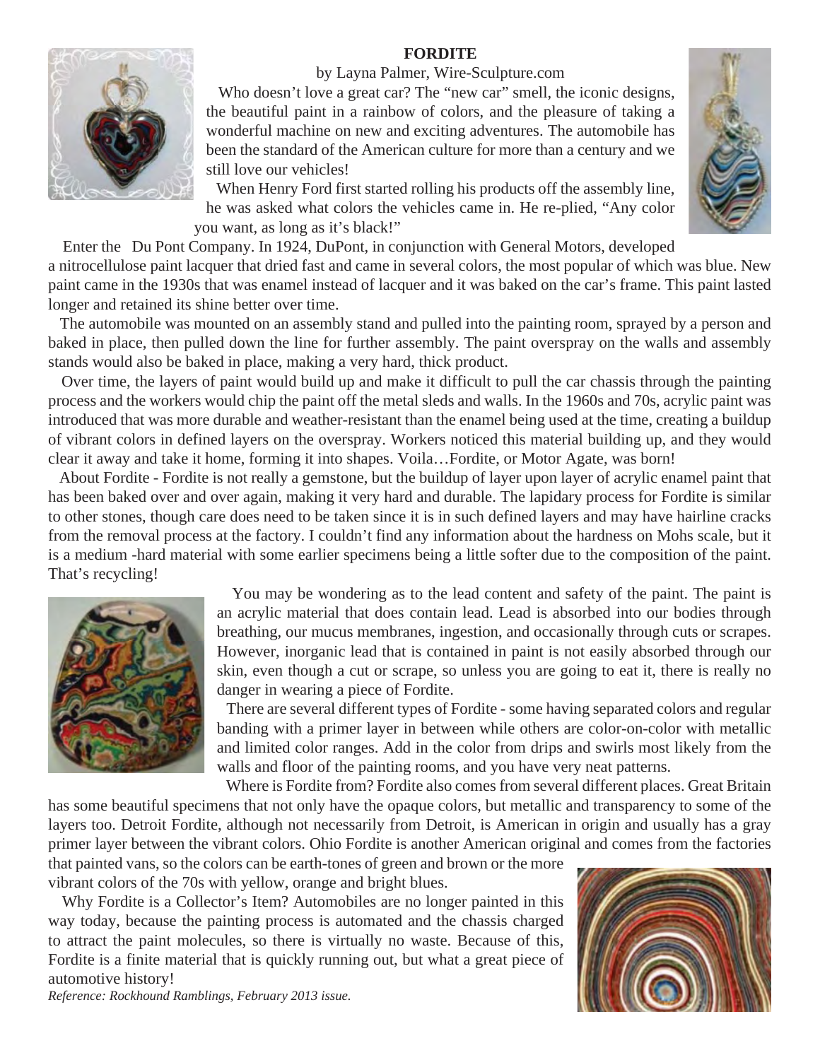# FORDITE

by Layna Palmer, Wire-Sculpture.com

Who doesn't love a great car? The "new car" smell, the iconic designs, the beautiful paint in a rainbow of colors, and the pleasure of taking a wonderful machine on new and exciting adventures. The automobile has been the standard of the American culture for more than a century and we still love our vehicles!

When Henry Ford first started rolling his products off the assembly line, he was asked what colors the vehicles came in. He re-plied, "Any color you want, as long as it's black!"

Enter the Du Pont Company. In 1924, DuPont, in conjunction with General Motors, developed a nitrocellulose paint lacquer that dried fast and came in several colors, the most popular of which was blue. New paint came in the 1930s that was enamel instead of lacquer and it was baked on the car's frame. This paint lasted longer and retained its shine better over time.

The automobile was mounted on an assembly stand and pulled into the painting room, sprayed by a person and baked in place, then pulled down the line for further assembly. The paint overspray on the walls and assembly stands would also be baked in place, making a very hard, thick product.

Over time, the layers of paint would build up and make it difficult to pull the car chassis through the painting process and the workers would chip the paint off the metal sleds and walls. In the 1960s and 70s, acrylic paint was introduced that was more durable and weather-resistant than the enamel being used at the time, creating a buildup of vibrant colors in defined layers on the overspray. Workers noticed this material building up, and they would clear it away and take it home, forming it into shapes. Voila…Fordite, or Motor Agate, was born!

About Fordite - Fordite is not really a gemstone, but the buildup of layer upon layer of acrylic enamel paint that has been baked over and over again, making it very hard and durable. The lapidary process for Fordite is similar to other stones, though care does need to be taken since it is in such defined layers and may have hairline cracks from the removal process at the factory. I couldn't find any information about the hardness on Mohs scale, but it is a medium -hard material with some earlier specimens being a little softer due to the composition of the paint. That's recycling!

You may be wondering as to the lead content and safety of the paint. The paint is an acrylic material that does contain lead. Lead is absorbed into our bodies through breathing, our mucus membranes, ingestion, and occasionally through cuts or scrapes. However, inorganic lead that is contained in paint is not easily absorbed through our skin, even though a cut or scrape, so unless you are going to eat it, there is really no danger in wearing a piece of Fordite.

There are several different types of Fordite - some having separated colors and regular banding with a primer layer in between while others are color-on-color with metallic and limited color ranges. Add in the color from drips and swirls most likely from the walls and floor of the painting rooms, and you have very neat patterns.

Where is Fordite from? Fordite also comes from several different places. Great Britain has some beautiful specimens that not only have the opaque colors, but metallic and transparency to some of the layers too. Detroit Fordite, although not necessarily from Detroit, is American in origin and usually has a gray primer layer between the vibrant colors. Ohio Fordite is another American original and comes from the factories that painted vans, so the colors can be earth-tones of green and brown or the more vibrant colors of the 70s with yellow, orange and bright blues.

Why Fordite is a Collector's Item? Automobiles are no longer painted in this way today, because the painting process is automated and the chassis charged to attract the paint molecules, so there is virtually no waste. Because of this, Fordite is a finite material that is quickly running out, but what a great piece of automotive history!

*Reference: Rockhound Ramblings, February 2013 issue.*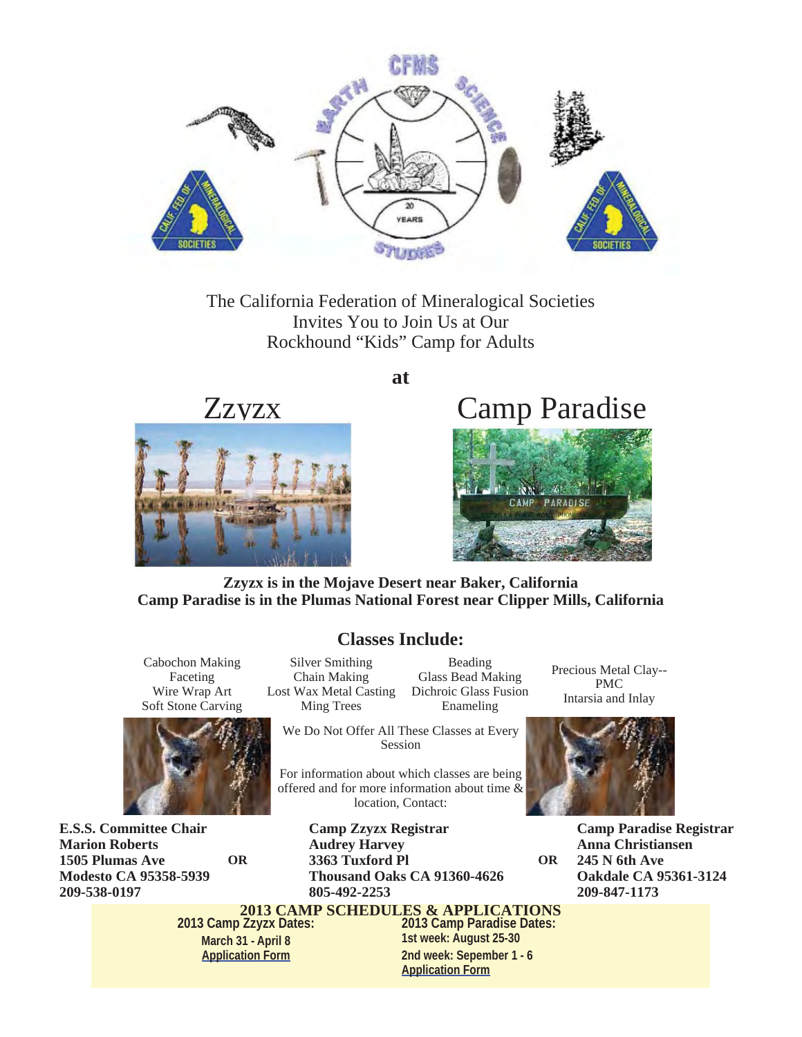The California Federation of Mineralogical Societies
Invites You to Join Us at Our
Rockhound "Kids" Camp for Adults

**at**

# Zzyzx

# Camp Paradise

**Zzyx is in the Mojave Desert near Baker, California**
**Camp Paradise is in the Plumas National Forest near Clipper Mills, California**

## Classes Include:

- Cabochon Making
- Faceting
- Wire Wrap Art
- Soft Stone Carving
- Silver Smithing
- Chain Making
- Lost Wax Metal Casting
- Ming Trees
- Beading
- Glass Bead Making
- Dichroic Glass Fusion
- Enameling
- Precious Metal Clay--PMC
- Intarsia and Inlay

We Do Not Offer All These Classes at Every Session

For information about which classes are being offered and for more information about time & location, Contact:

**E.S.S. Committee Chair**
**Marion Roberts**
**1505 Plumas Ave**
**Modesto CA 95358-5939**
**209-538-0197**

**OR**

**Camp Zzyzx Registrar**
**Audrey Harvey**
**3363 Tuxford Pl**
**Thousand Oaks CA 91360-4626**
**805-492-2253**

**OR**

**Camp Paradise Registrar**
**Anna Christiansen**
**245 N 6th Ave**
**Oakdale CA 95361-3124**
**209-847-1173**

**2013 CAMP SCHEDULES & APPLICATIONS**

**2013 Camp Zzyzx Dates:**
**March 31 - April 8**
**Application Form**

**2013 Camp Paradise Dates:**
**1st week: August 25-30**
**2nd week: Sepember 1 - 6**
**Application Form**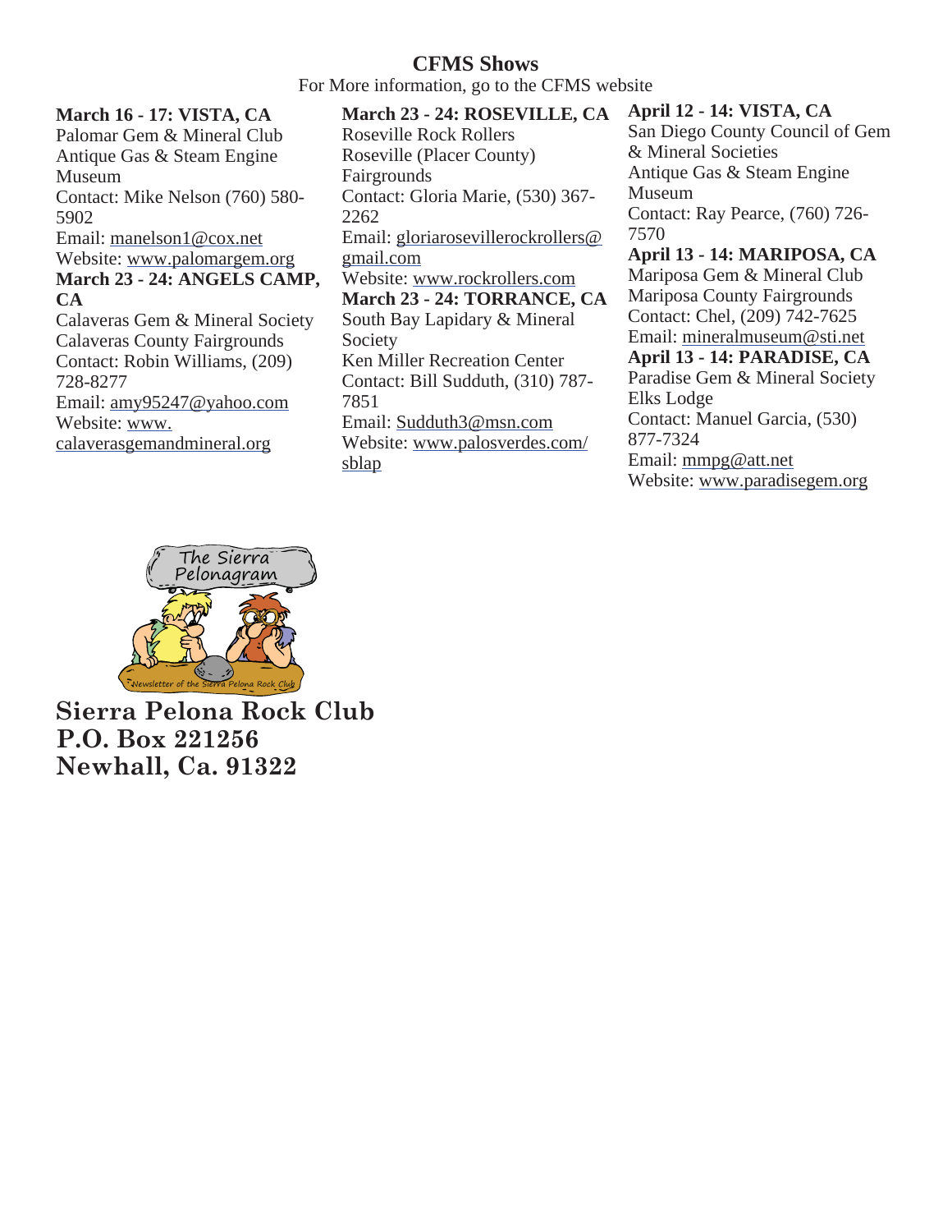## CFMS Shows

For More information, go to the CFMS website

**March 16 - 17: VISTA, CA**
Palomar Gem & Mineral Club
Antique Gas & Steam Engine Museum
Contact: Mike Nelson (760) 580-5902
Email: manelson1@cox.net
Website: www.palomargem.org

**March 23 - 24: ANGELS CAMP, CA**
Calaveras Gem & Mineral Society
Calaveras County Fairgrounds
Contact: Robin Williams, (209) 728-8277
Email: amy95247@yahoo.com
Website: www.calaverasgemandmineral.org

**March 23 - 24: ROSEVILLE, CA**
Roseville Rock Rollers
Roseville (Placer County) Fairgrounds
Contact: Gloria Marie, (530) 367-2262
Email: gloriarosevillerockrollers@gmail.com
Website: www.rockrollers.com

**March 23 - 24: TORRANCE, CA**
South Bay Lapidary & Mineral Society
Ken Miller Recreation Center
Contact: Bill Sudduth, (310) 787-7851
Email: Sudduth3@msn.com
Website: www.palosverdes.com/sblap

**April 12 - 14: VISTA, CA**
San Diego County Council of Gem & Mineral Societies
Antique Gas & Steam Engine Museum
Contact: Ray Pearce, (760) 726-7570

**April 13 - 14: MARIPOSA, CA**
Mariposa Gem & Mineral Club
Mariposa County Fairgrounds
Contact: Chel, (209) 742-7625
Email: mineralmuseum@sti.net

**April 13 - 14: PARADISE, CA**
Paradise Gem & Mineral Society
Elks Lodge
Contact: Manuel Garcia, (530) 877-7324
Email: mmpg@att.net
Website: www.paradisegem.org

The Sierra Pelonagram

Newsletter of the Sierra Pelona Rock Club

**Sierra Pelona Rock Club**
**P.O. Box 221256**
**Newhall, Ca. 91322**